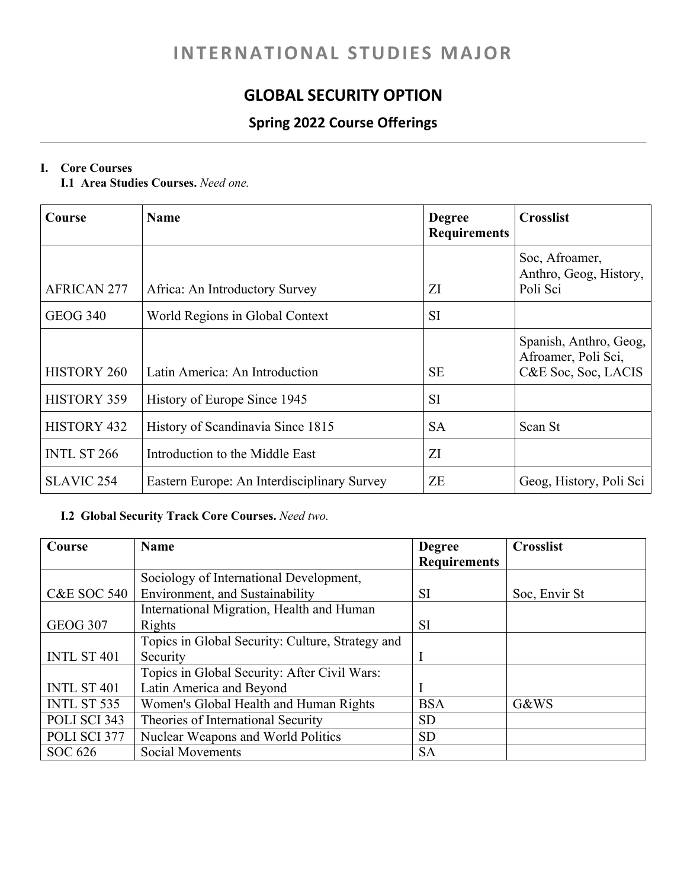# INTERNATIONAL STUDIES MAJOR

## GLOBAL SECURITY OPTION

### Spring 2022 Course Offerings

**I. Core Courses**

**I.1 Area Studies Courses.** *Need one.*

| Course | Name | Degree Requirements | Crosslist |
|---|---|---|---|
| AFRICAN 277 | Africa: An Introductory Survey | ZI | Soc, Afroamer, Anthro, Geog, History, Poli Sci |
| GEOG 340 | World Regions in Global Context | SI | |
| HISTORY 260 | Latin America: An Introduction | SE | Spanish, Anthro, Geog, Afroamer, Poli Sci, C&E Soc, Soc, LACIS |
| HISTORY 359 | History of Europe Since 1945 | SI | |
| HISTORY 432 | History of Scandinavia Since 1815 | SA | Scan St |
| INTL ST 266 | Introduction to the Middle East | ZI | |
| SLAVIC 254 | Eastern Europe: An Interdisciplinary Survey | ZE | Geog, History, Poli Sci |

**I.2 Global Security Track Core Courses.** *Need two.*

| Course | Name | Degree Requirements | Crosslist |
|---|---|---|---|
| C&E SOC 540 | Sociology of International Development, Environment, and Sustainability | SI | Soc, Envir St |
| GEOG 307 | International Migration, Health and Human Rights | SI | |
| INTL ST 401 | Topics in Global Security: Culture, Strategy and Security | I | |
| INTL ST 401 | Topics in Global Security: After Civil Wars: Latin America and Beyond | I | |
| INTL ST 535 | Women's Global Health and Human Rights | BSA | G&WS |
| POLI SCI 343 | Theories of International Security | SD | |
| POLI SCI 377 | Nuclear Weapons and World Politics | SD | |
| SOC 626 | Social Movements | SA | |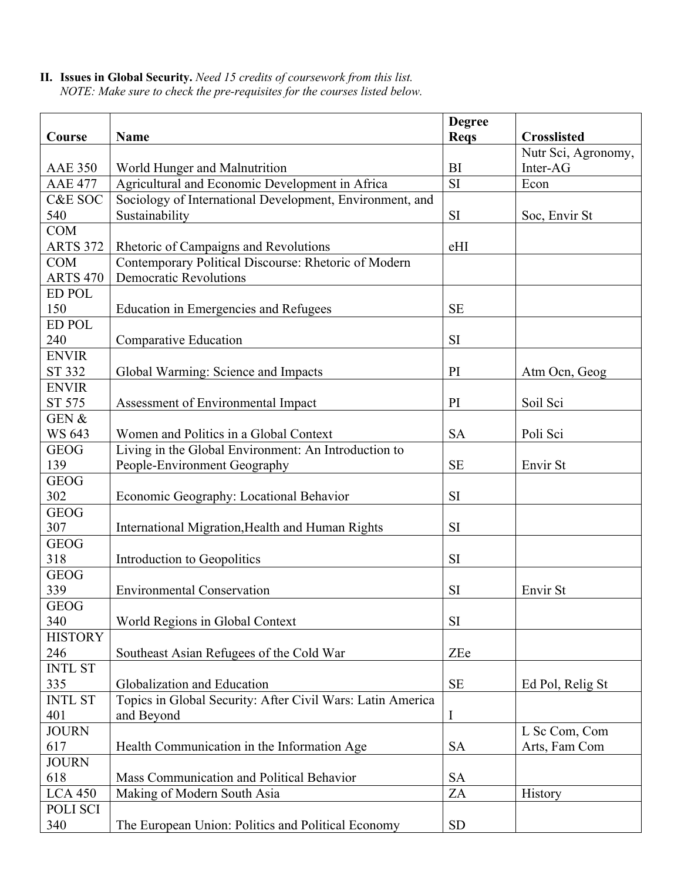II. **Issues in Global Security.** *Need 15 credits of coursework from this list.*
*NOTE: Make sure to check the pre-requisites for the courses listed below.*

| Course | Name | Degree Reqs | Crosslisted |
|---|---|---|---|
| AAE 350 | World Hunger and Malnutrition | BI | Nutr Sci, Agronomy, Inter-AG |
| AAE 477 | Agricultural and Economic Development in Africa | SI | Econ |
| C&E SOC 540 | Sociology of International Development, Environment, and Sustainability | SI | Soc, Envir St |
| COM ARTS 372 | Rhetoric of Campaigns and Revolutions | eHI | |
| COM ARTS 470 | Contemporary Political Discourse: Rhetoric of Modern Democratic Revolutions | | |
| ED POL 150 | Education in Emergencies and Refugees | SE | |
| ED POL 240 | Comparative Education | SI | |
| ENVIR ST 332 | Global Warming: Science and Impacts | PI | Atm Ocn, Geog |
| ENVIR ST 575 | Assessment of Environmental Impact | PI | Soil Sci |
| GEN & WS 643 | Women and Politics in a Global Context | SA | Poli Sci |
| GEOG 139 | Living in the Global Environment: An Introduction to People-Environment Geography | SE | Envir St |
| GEOG 302 | Economic Geography: Locational Behavior | SI | |
| GEOG 307 | International Migration,Health and Human Rights | SI | |
| GEOG 318 | Introduction to Geopolitics | SI | |
| GEOG 339 | Environmental Conservation | SI | Envir St |
| GEOG 340 | World Regions in Global Context | SI | |
| HISTORY 246 | Southeast Asian Refugees of the Cold War | ZEe | |
| INTL ST 335 | Globalization and Education | SE | Ed Pol, Relig St |
| INTL ST 401 | Topics in Global Security: After Civil Wars: Latin America and Beyond | I | |
| JOURN 617 | Health Communication in the Information Age | SA | L Sc Com, Com Arts, Fam Com |
| JOURN 618 | Mass Communication and Political Behavior | SA | |
| LCA 450 | Making of Modern South Asia | ZA | History |
| POLI SCI 340 | The European Union: Politics and Political Economy | SD | |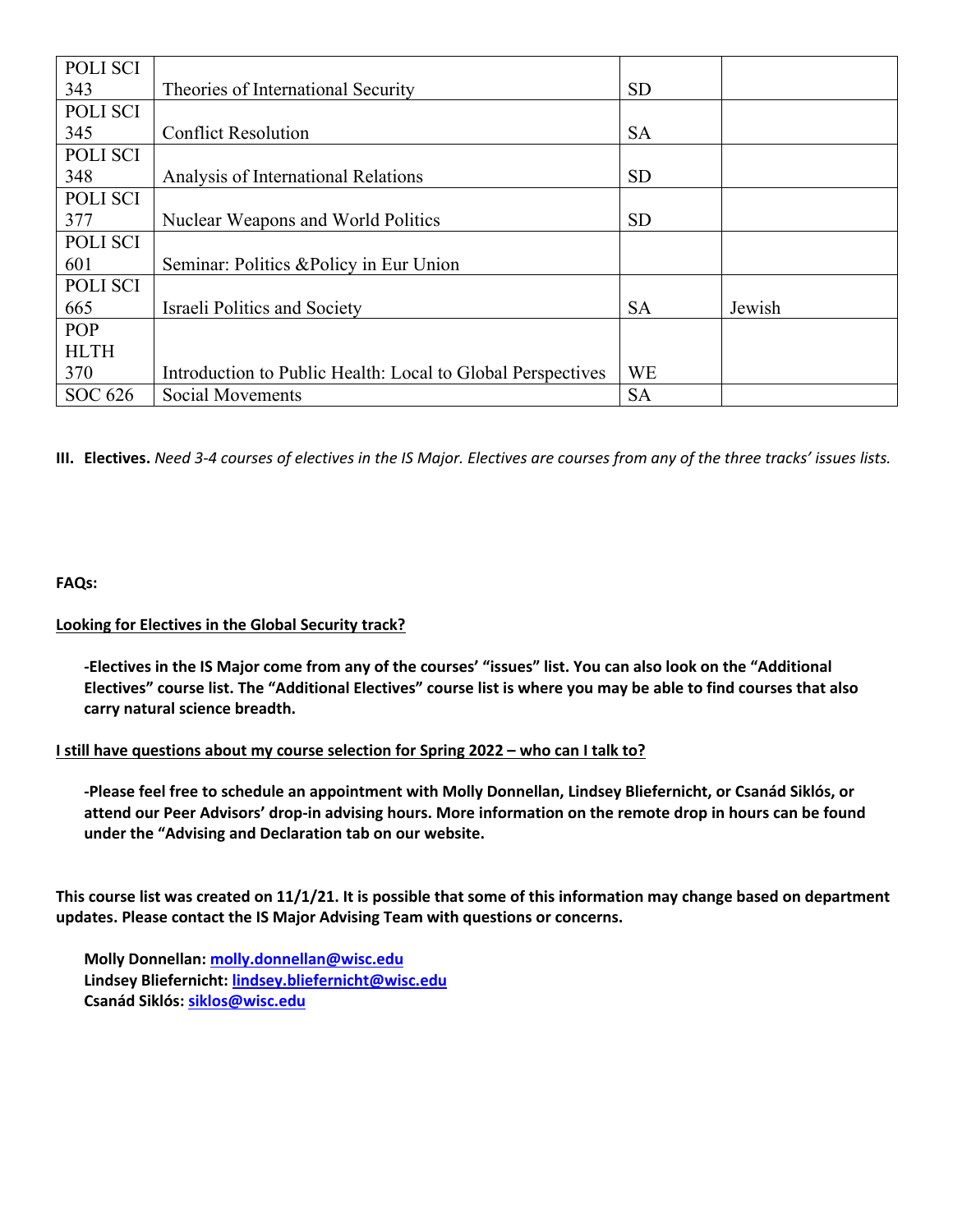| | | | |
|---|---|---|---|
| POLI SCI 343 | Theories of International Security | SD | |
| POLI SCI 345 | Conflict Resolution | SA | |
| POLI SCI 348 | Analysis of International Relations | SD | |
| POLI SCI 377 | Nuclear Weapons and World Politics | SD | |
| POLI SCI 601 | Seminar: Politics &Policy in Eur Union | | |
| POLI SCI 665 | Israeli Politics and Society | SA | Jewish |
| POP HLTH 370 | Introduction to Public Health: Local to Global Perspectives | WE | |
| SOC 626 | Social Movements | SA | |

**III. Electives.** *Need 3-4 courses of electives in the IS Major. Electives are courses from any of the three tracks' issues lists.*

**FAQs:**

**Looking for Electives in the Global Security track?**

**-Electives in the IS Major come from any of the courses' "issues" list. You can also look on the "Additional Electives" course list. The "Additional Electives" course list is where you may be able to find courses that also carry natural science breadth.**

**I still have questions about my course selection for Spring 2022 – who can I talk to?**

**-Please feel free to schedule an appointment with Molly Donnellan, Lindsey Bliefernicht, or Csanád Siklós, or attend our Peer Advisors' drop-in advising hours. More information on the remote drop in hours can be found under the "Advising and Declaration tab on our website.**

**This course list was created on 11/1/21. It is possible that some of this information may change based on department updates. Please contact the IS Major Advising Team with questions or concerns.**

**Molly Donnellan: molly.donnellan@wisc.edu**
**Lindsey Bliefernicht: lindsey.bliefernicht@wisc.edu**
**Csanád Siklós: siklos@wisc.edu**